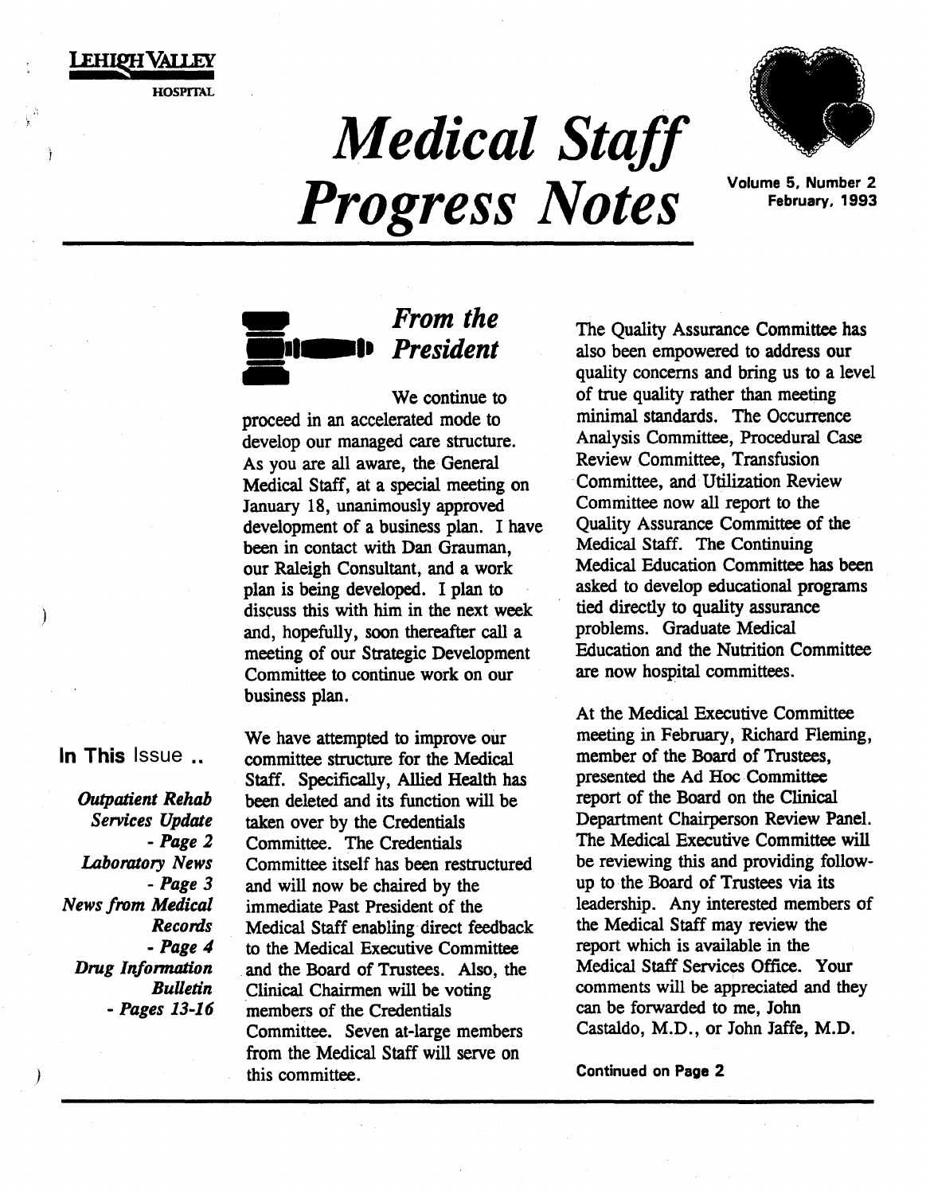Lehigh Valley Hospital

# Medical Staff Progress Notes

Volume 5, Number 2
February, 1993

**In This Issue ..**

*Outpatient Rehab Services Update* - *Page 2*
*Laboratory News* - *Page 3*
*News from Medical Records* - *Page 4*
*Drug Information Bulletin* - *Pages 13-16*

## *From the President*

We continue to proceed in an accelerated mode to develop our managed care structure. As you are all aware, the General Medical Staff, at a special meeting on January 18, unanimously approved development of a business plan. I have been in contact with Dan Grauman, our Raleigh Consultant, and a work plan is being developed. I plan to discuss this with him in the next week and, hopefully, soon thereafter call a meeting of our Strategic Development Committee to continue work on our business plan.

We have attempted to improve our committee structure for the Medical Staff. Specifically, Allied Health has been deleted and its function will be taken over by the Credentials Committee. The Credentials Committee itself has been restructured and will now be chaired by the immediate Past President of the Medical Staff enabling direct feedback to the Medical Executive Committee and the Board of Trustees. Also, the Clinical Chairmen will be voting members of the Credentials Committee. Seven at-large members from the Medical Staff will serve on this committee.

The Quality Assurance Committee has also been empowered to address our quality concerns and bring us to a level of true quality rather than meeting minimal standards. The Occurrence Analysis Committee, Procedural Case Review Committee, Transfusion Committee, and Utilization Review Committee now all report to the Quality Assurance Committee of the Medical Staff. The Continuing Medical Education Committee has been asked to develop educational programs tied directly to quality assurance problems. Graduate Medical Education and the Nutrition Committee are now hospital committees.

At the Medical Executive Committee meeting in February, Richard Fleming, member of the Board of Trustees, presented the Ad Hoc Committee report of the Board on the Clinical Department Chairperson Review Panel. The Medical Executive Committee will be reviewing this and providing follow-up to the Board of Trustees via its leadership. Any interested members of the Medical Staff may review the report which is available in the Medical Staff Services Office. Your comments will be appreciated and they can be forwarded to me, John Castaldo, M.D., or John Jaffe, M.D.

Continued on Page 2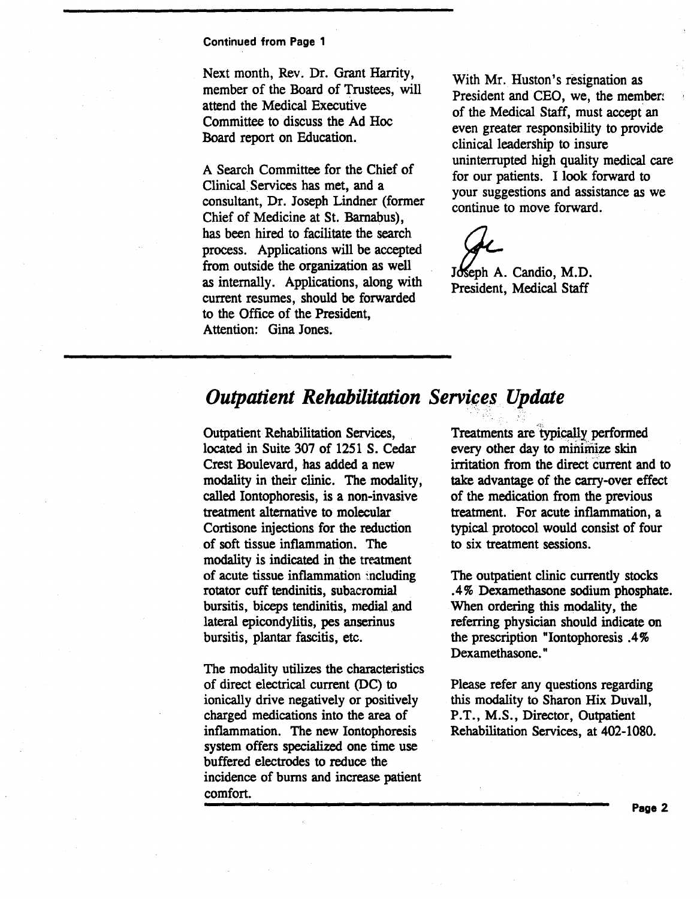**Continued from Page 1**

Next month, Rev. Dr. Grant Harrity, member of the Board of Trustees, will attend the Medical Executive Committee to discuss the Ad Hoc Board report on Education.

A Search Committee for the Chief of Clinical Services has met, and a consultant, Dr. Joseph Lindner (former Chief of Medicine at St. Barnabus), has been hired to facilitate the search process. Applications will be accepted from outside the organization as well as internally. Applications, along with current resumes, should be forwarded to the Office of the President, Attention: Gina Jones.

With Mr. Huston's resignation as President and CEO, we, the members of the Medical Staff, must accept an even greater responsibility to provide clinical leadership to insure uninterrupted high quality medical care for our patients. I look forward to your suggestions and assistance as we continue to move forward.

Joseph A. Candio, M.D.
President, Medical Staff

## *Outpatient Rehabilitation Services Update*

Outpatient Rehabilitation Services, located in Suite 307 of 1251 S. Cedar Crest Boulevard, has added a new modality in their clinic. The modality, called Iontophoresis, is a non-invasive treatment alternative to molecular Cortisone injections for the reduction of soft tissue inflammation. The modality is indicated in the treatment of acute tissue inflammation including rotator cuff tendinitis, subacromial bursitis, biceps tendinitis, medial and lateral epicondylitis, pes anserinus bursitis, plantar fascitis, etc.

The modality utilizes the characteristics of direct electrical current (DC) to ionically drive negatively or positively charged medications into the area of inflammation. The new Iontophoresis system offers specialized one time use buffered electrodes to reduce the incidence of burns and increase patient comfort.

Treatments are typically performed every other day to minimize skin irritation from the direct current and to take advantage of the carry-over effect of the medication from the previous treatment. For acute inflammation, a typical protocol would consist of four to six treatment sessions.

The outpatient clinic currently stocks .4% Dexamethasone sodium phosphate. When ordering this modality, the referring physician should indicate on the prescription "Iontophoresis .4% Dexamethasone."

Please refer any questions regarding this modality to Sharon Hix Duvall, P.T., M.S., Director, Outpatient Rehabilitation Services, at 402-1080.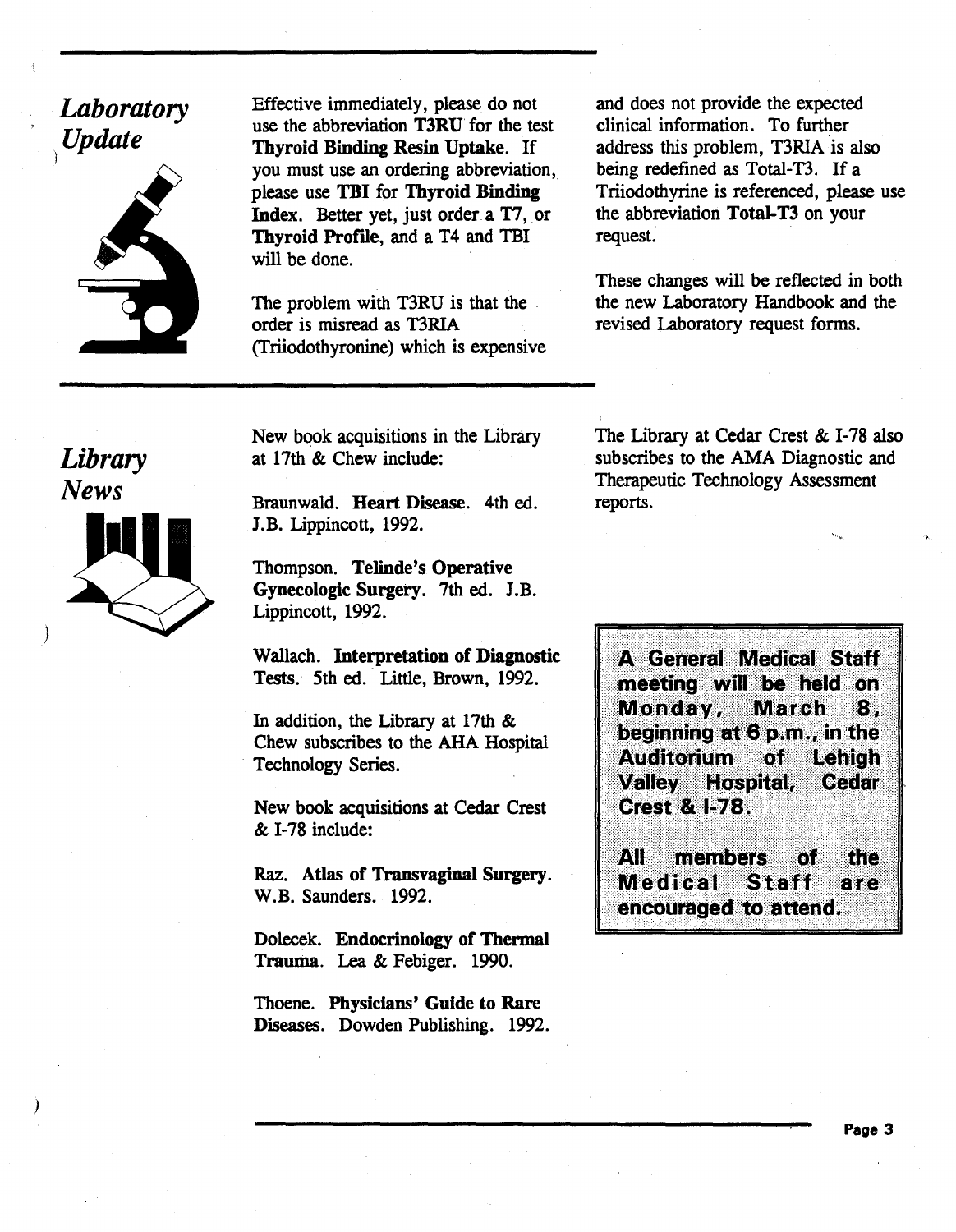## *Laboratory Update*

Effective immediately, please do not use the abbreviation **T3RU** for the test **Thyroid Binding Resin Uptake**. If you must use an ordering abbreviation, please use **TBI** for **Thyroid Binding Index**. Better yet, just order a **T7**, or **Thyroid Profile**, and a T4 and TBI will be done.

The problem with T3RU is that the order is misread as T3RIA (Triiodothyronine) which is expensive and does not provide the expected clinical information. To further address this problem, T3RIA is also being redefined as Total-T3. If a Triiodothyrine is referenced, please use the abbreviation **Total-T3** on your request.

These changes will be reflected in both the new Laboratory Handbook and the revised Laboratory request forms.

## *Library News*

New book acquisitions in the Library at 17th & Chew include:

Braunwald. **Heart Disease**. 4th ed. J.B. Lippincott, 1992.

Thompson. **Telinde's Operative Gynecologic Surgery**. 7th ed. J.B. Lippincott, 1992.

Wallach. **Interpretation of Diagnostic Tests**. 5th ed. Little, Brown, 1992.

In addition, the Library at 17th & Chew subscribes to the AHA Hospital Technology Series.

New book acquisitions at Cedar Crest & I-78 include:

Raz. **Atlas of Transvaginal Surgery**. W.B. Saunders. 1992.

Dolecek. **Endocrinology of Thermal Trauma**. Lea & Febiger. 1990.

Thoene. **Physicians' Guide to Rare Diseases**. Dowden Publishing. 1992.

The Library at Cedar Crest & I-78 also subscribes to the AMA Diagnostic and Therapeutic Technology Assessment reports.

**A General Medical Staff meeting will be held on Monday, March 8, beginning at 6 p.m., in the Auditorium of Lehigh Valley Hospital, Cedar Crest & I-78.**

**All members of the Medical Staff are encouraged to attend.**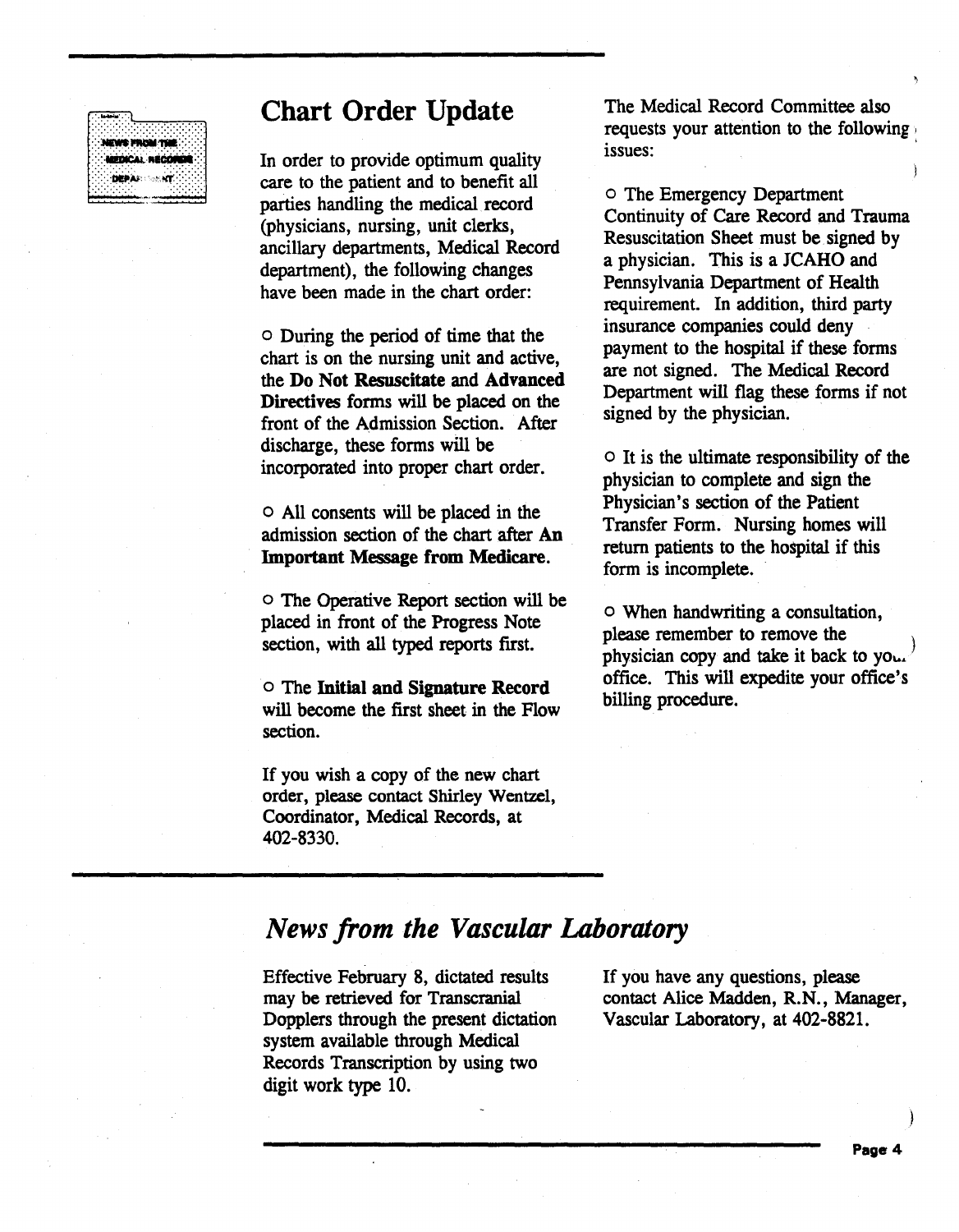## Chart Order Update

In order to provide optimum quality care to the patient and to benefit all parties handling the medical record (physicians, nursing, unit clerks, ancillary departments, Medical Record department), the following changes have been made in the chart order:

- During the period of time that the chart is on the nursing unit and active, the **Do Not Resuscitate** and **Advanced Directives** forms will be placed on the front of the Admission Section. After discharge, these forms will be incorporated into proper chart order.

- All consents will be placed in the admission section of the chart after **An Important Message from Medicare**.

- The Operative Report section will be placed in front of the Progress Note section, with all typed reports first.

- The **Initial and Signature Record** will become the first sheet in the Flow section.

If you wish a copy of the new chart order, please contact Shirley Wentzel, Coordinator, Medical Records, at 402-8330.

The Medical Record Committee also requests your attention to the following issues:

- The Emergency Department Continuity of Care Record and Trauma Resuscitation Sheet must be signed by a physician. This is a JCAHO and Pennsylvania Department of Health requirement. In addition, third party insurance companies could deny payment to the hospital if these forms are not signed. The Medical Record Department will flag these forms if not signed by the physician.

- It is the ultimate responsibility of the physician to complete and sign the Physician's section of the Patient Transfer Form. Nursing homes will return patients to the hospital if this form is incomplete.

- When handwriting a consultation, please remember to remove the physician copy and take it back to your office. This will expedite your office's billing procedure.

## *News from the Vascular Laboratory*

Effective February 8, dictated results may be retrieved for Transcranial Dopplers through the present dictation system available through Medical Records Transcription by using two digit work type 10.

If you have any questions, please contact Alice Madden, R.N., Manager, Vascular Laboratory, at 402-8821.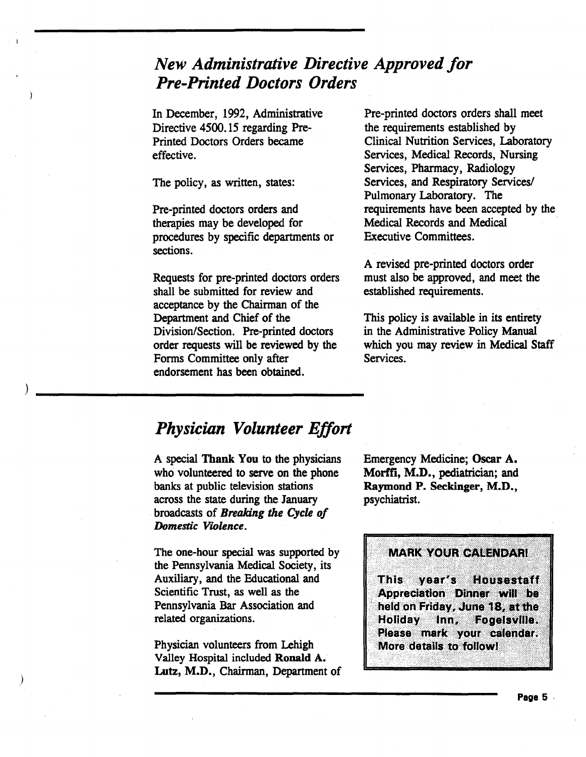## *New Administrative Directive Approved for Pre-Printed Doctors Orders*

In December, 1992, Administrative Directive 4500.15 regarding Pre-Printed Doctors Orders became effective.

The policy, as written, states:

Pre-printed doctors orders and therapies may be developed for procedures by specific departments or sections.

Requests for pre-printed doctors orders shall be submitted for review and acceptance by the Chairman of the Department and Chief of the Division/Section. Pre-printed doctors order requests will be reviewed by the Forms Committee only after endorsement has been obtained.

Pre-printed doctors orders shall meet the requirements established by Clinical Nutrition Services, Laboratory Services, Medical Records, Nursing Services, Pharmacy, Radiology Services, and Respiratory Services/ Pulmonary Laboratory. The requirements have been accepted by the Medical Records and Medical Executive Committees.

A revised pre-printed doctors order must also be approved, and meet the established requirements.

This policy is available in its entirety in the Administrative Policy Manual which you may review in Medical Staff Services.

## *Physician Volunteer Effort*

A special **Thank You** to the physicians who volunteered to serve on the phone banks at public television stations across the state during the January broadcasts of ***Breaking the Cycle of Domestic Violence***.

The one-hour special was supported by the Pennsylvania Medical Society, its Auxiliary, and the Educational and Scientific Trust, as well as the Pennsylvania Bar Association and related organizations.

Physician volunteers from Lehigh Valley Hospital included **Ronald A. Lutz, M.D.**, Chairman, Department of Emergency Medicine; **Oscar A. Morffi, M.D.**, pediatrician; and **Raymond P. Seckinger, M.D.**, psychiatrist.

**MARK YOUR CALENDAR!**

**This year's Housestaff Appreciation Dinner will be held on Friday, June 18, at the Holiday Inn, Fogelsville. Please mark your calendar. More details to follow!**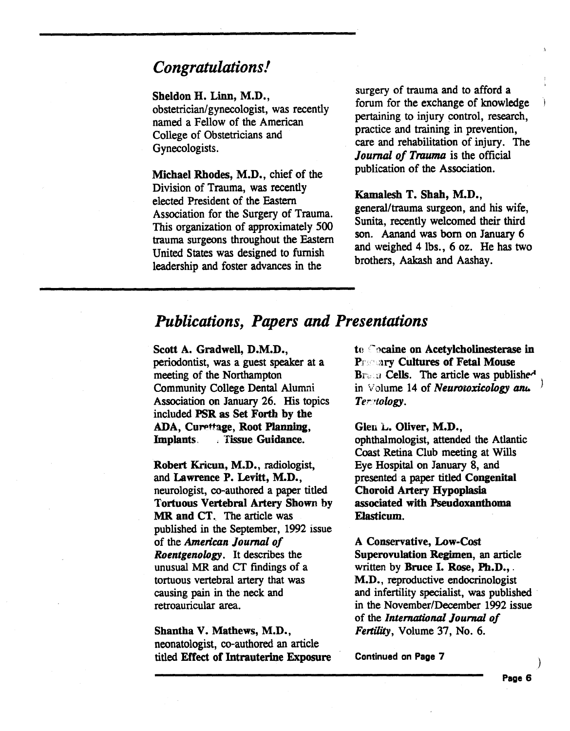## *Congratulations!*

**Sheldon H. Linn, M.D.,** obstetrician/gynecologist, was recently named a Fellow of the American College of Obstetricians and Gynecologists.

**Michael Rhodes, M.D.,** chief of the Division of Trauma, was recently elected President of the Eastern Association for the Surgery of Trauma. This organization of approximately 500 trauma surgeons throughout the Eastern United States was designed to furnish leadership and foster advances in the surgery of trauma and to afford a forum for the exchange of knowledge pertaining to injury control, research, practice and training in prevention, care and rehabilitation of injury. The ***Journal of Trauma*** is the official publication of the Association.

**Kamalesh T. Shah, M.D.,** general/trauma surgeon, and his wife, Sunita, recently welcomed their third son. Aanand was born on January 6 and weighed 4 lbs., 6 oz. He has two brothers, Aakash and Aashay.

## *Publications, Papers and Presentations*

**Scott A. Gradwell, D.M.D.,** periodontist, was a guest speaker at a meeting of the Northampton Community College Dental Alumni Association on January 26. His topics included **PSR as Set Forth by the ADA, Curettage, Root Planning, Implants** . **Tissue Guidance.**

**Robert Kricun, M.D.,** radiologist, and **Lawrence P. Levitt, M.D.,** neurologist, co-authored a paper titled **Tortuous Vertebral Artery Shown by MR and CT.** The article was published in the September, 1992 issue of the ***American Journal of Roentgenology***. It describes the unusual MR and CT findings of a tortuous vertebral artery that was causing pain in the neck and retroauricular area.

**Shantha V. Mathews, M.D.,** neonatologist, co-authored an article titled **Effect of Intrauterine Exposure to Cocaine on Acetylcholinesterase in Primary Cultures of Fetal Mouse Brain Cells.** The article was published in Volume 14 of ***Neurotoxicology and Teratology***.

**Glen L. Oliver, M.D.,** ophthalmologist, attended the Atlantic Coast Retina Club meeting at Wills Eye Hospital on January 8, and presented a paper titled **Congenital Choroid Artery Hypoplasia associated with Pseudoxanthoma Elasticum.**

**A Conservative, Low-Cost Superovulation Regimen**, an article written by **Bruce I. Rose, Ph.D., M.D.,** reproductive endocrinologist and infertility specialist, was published in the November/December 1992 issue of the ***International Journal of Fertility***, Volume 37, No. 6.

Continued on Page 7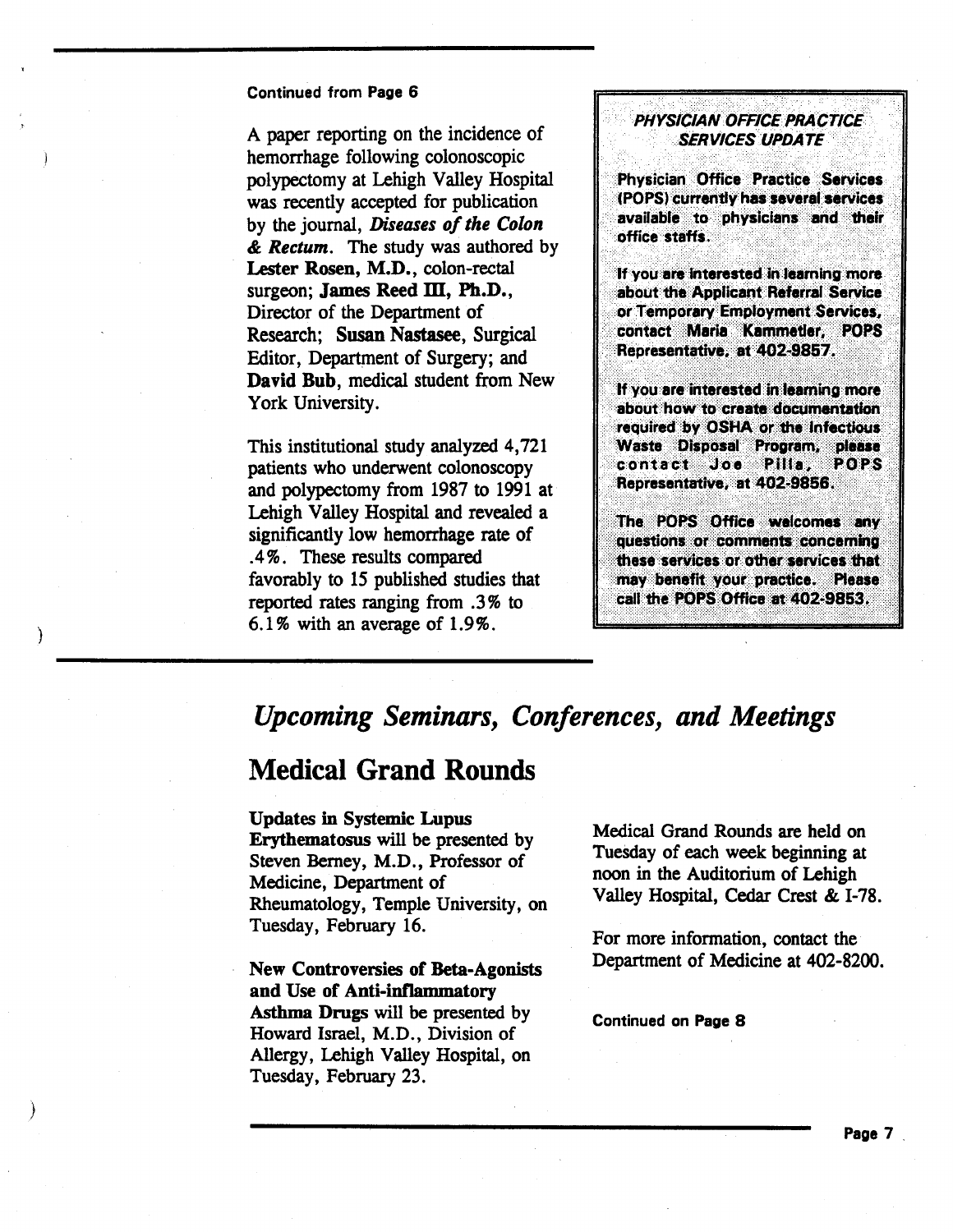Continued from Page 6

A paper reporting on the incidence of hemorrhage following colonoscopic polypectomy at Lehigh Valley Hospital was recently accepted for publication by the journal, ***Diseases of the Colon & Rectum***. The study was authored by **Lester Rosen, M.D.**, colon-rectal surgeon; **James Reed III, Ph.D.**, Director of the Department of Research; **Susan Nastasee**, Surgical Editor, Department of Surgery; and **David Bub**, medical student from New York University.

This institutional study analyzed 4,721 patients who underwent colonoscopy and polypectomy from 1987 to 1991 at Lehigh Valley Hospital and revealed a significantly low hemorrhage rate of .4%. These results compared favorably to 15 published studies that reported rates ranging from .3% to 6.1% with an average of 1.9%.

***PHYSICIAN OFFICE PRACTICE SERVICES UPDATE***

Physician Office Practice Services (POPS) currently has several services available to physicians and their office staffs.

If you are interested in learning more about the Applicant Referral Service or Temporary Employment Services, contact Maria Kammetler, POPS Representative, at 402-9857.

If you are interested in learning more about how to create documentation required by OSHA or the Infectious Waste Disposal Program, please contact Joe Pilla, POPS Representative, at 402-9856.

The POPS Office welcomes any questions or comments concerning these services or other services that may benefit your practice. Please call the POPS Office at 402-9853.

# *Upcoming Seminars, Conferences, and Meetings*

## Medical Grand Rounds

**Updates in Systemic Lupus Erythematosus** will be presented by Steven Berney, M.D., Professor of Medicine, Department of Rheumatology, Temple University, on Tuesday, February 16.

**New Controversies of Beta-Agonists and Use of Anti-inflammatory Asthma Drugs** will be presented by Howard Israel, M.D., Division of Allergy, Lehigh Valley Hospital, on Tuesday, February 23.

Medical Grand Rounds are held on Tuesday of each week beginning at noon in the Auditorium of Lehigh Valley Hospital, Cedar Crest & I-78.

For more information, contact the Department of Medicine at 402-8200.

Continued on Page 8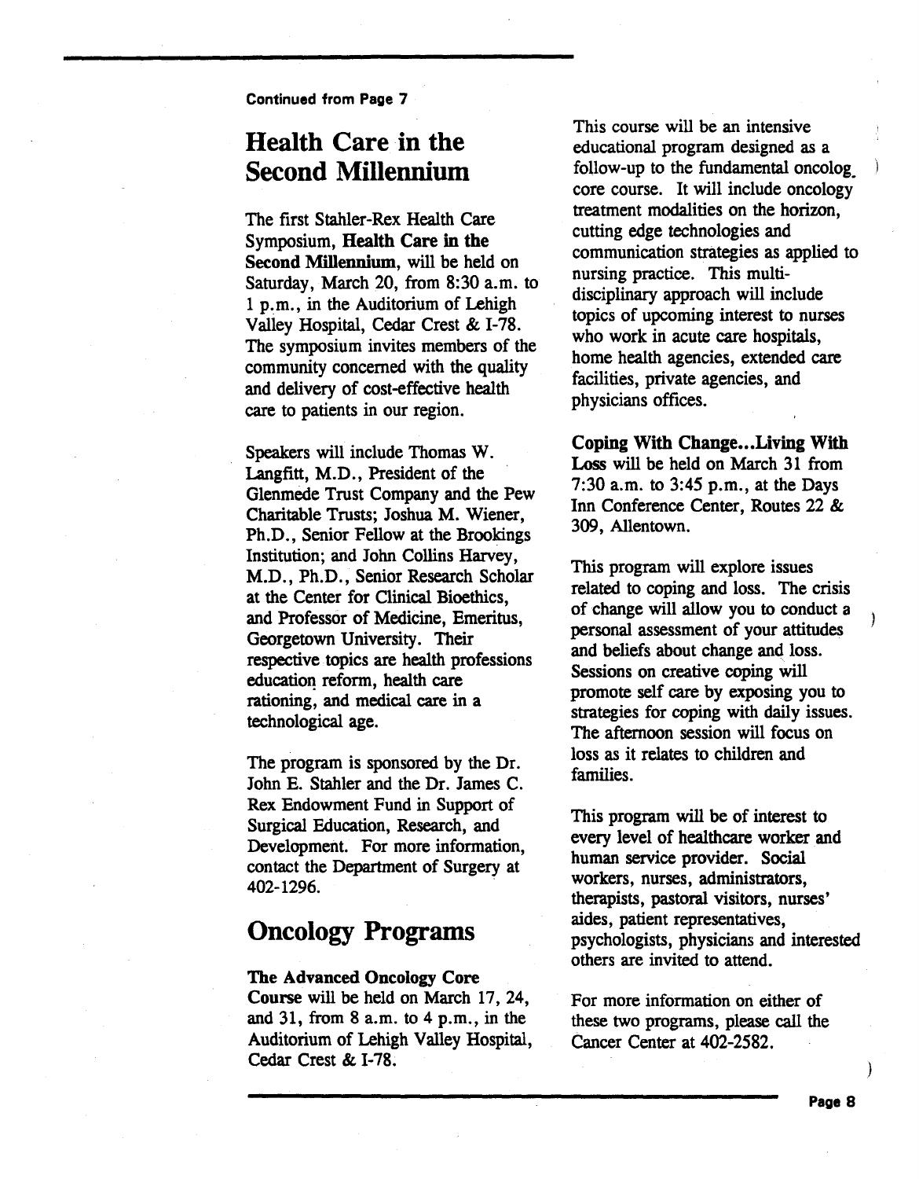**Continued from Page 7**

## Health Care in the Second Millennium

The first Stahler-Rex Health Care Symposium, **Health Care in the Second Millennium**, will be held on Saturday, March 20, from 8:30 a.m. to 1 p.m., in the Auditorium of Lehigh Valley Hospital, Cedar Crest & I-78. The symposium invites members of the community concerned with the quality and delivery of cost-effective health care to patients in our region.

Speakers will include Thomas W. Langfitt, M.D., President of the Glenmede Trust Company and the Pew Charitable Trusts; Joshua M. Wiener, Ph.D., Senior Fellow at the Brookings Institution; and John Collins Harvey, M.D., Ph.D., Senior Research Scholar at the Center for Clinical Bioethics, and Professor of Medicine, Emeritus, Georgetown University. Their respective topics are health professions education reform, health care rationing, and medical care in a technological age.

The program is sponsored by the Dr. John E. Stahler and the Dr. James C. Rex Endowment Fund in Support of Surgical Education, Research, and Development. For more information, contact the Department of Surgery at 402-1296.

## Oncology Programs

**The Advanced Oncology Core Course** will be held on March 17, 24, and 31, from 8 a.m. to 4 p.m., in the Auditorium of Lehigh Valley Hospital, Cedar Crest & I-78.

This course will be an intensive educational program designed as a follow-up to the fundamental oncolog core course. It will include oncology treatment modalities on the horizon, cutting edge technologies and communication strategies as applied to nursing practice. This multi-disciplinary approach will include topics of upcoming interest to nurses who work in acute care hospitals, home health agencies, extended care facilities, private agencies, and physicians offices.

**Coping With Change...Living With Loss** will be held on March 31 from 7:30 a.m. to 3:45 p.m., at the Days Inn Conference Center, Routes 22 & 309, Allentown.

This program will explore issues related to coping and loss. The crisis of change will allow you to conduct a personal assessment of your attitudes and beliefs about change and loss. Sessions on creative coping will promote self care by exposing you to strategies for coping with daily issues. The afternoon session will focus on loss as it relates to children and families.

This program will be of interest to every level of healthcare worker and human service provider. Social workers, nurses, administrators, therapists, pastoral visitors, nurses' aides, patient representatives, psychologists, physicians and interested others are invited to attend.

For more information on either of these two programs, please call the Cancer Center at 402-2582.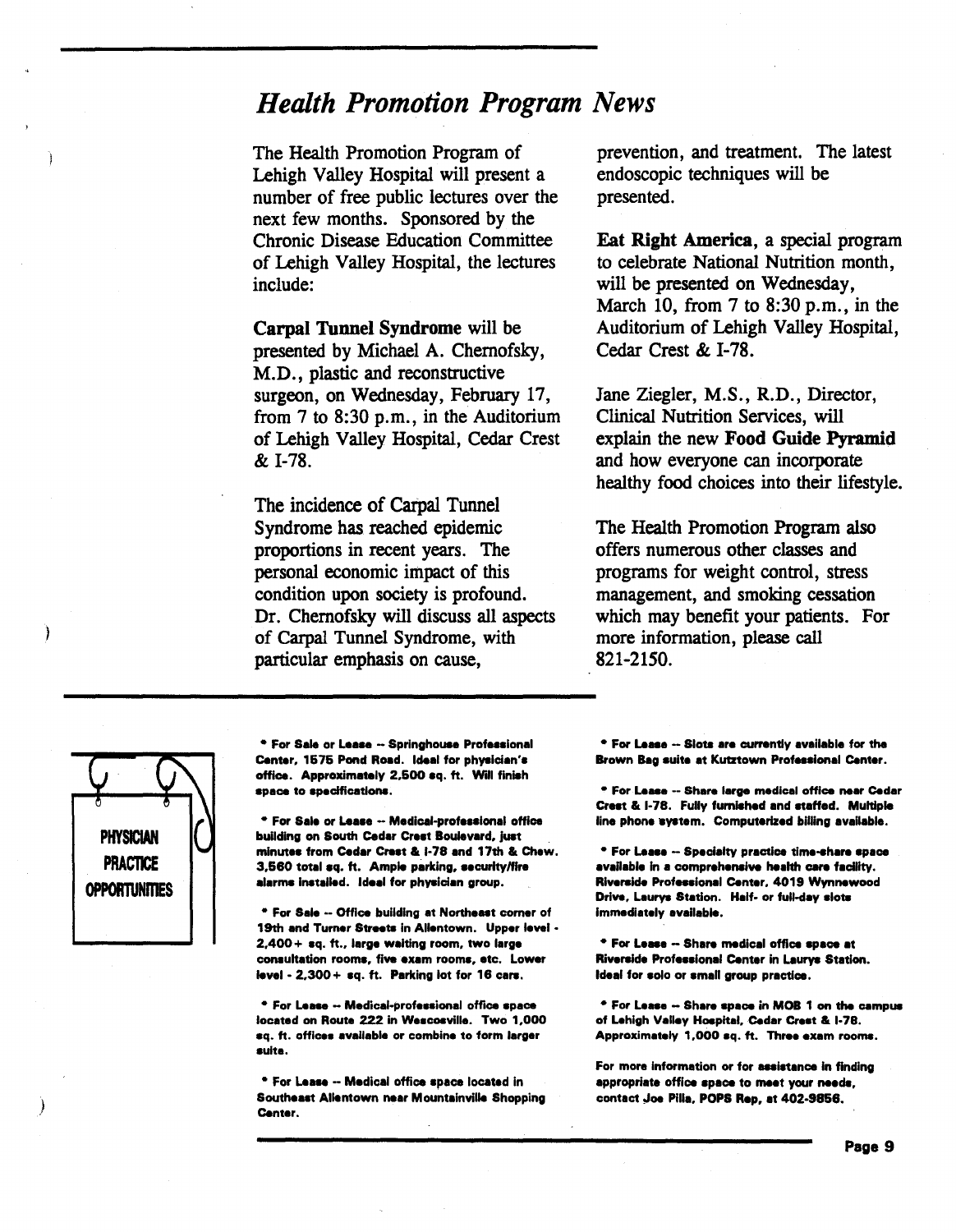## *Health Promotion Program News*

The Health Promotion Program of Lehigh Valley Hospital will present a number of free public lectures over the next few months. Sponsored by the Chronic Disease Education Committee of Lehigh Valley Hospital, the lectures include:

**Carpal Tunnel Syndrome** will be presented by Michael A. Chernofsky, M.D., plastic and reconstructive surgeon, on Wednesday, February 17, from 7 to 8:30 p.m., in the Auditorium of Lehigh Valley Hospital, Cedar Crest & I-78.

The incidence of Carpal Tunnel Syndrome has reached epidemic proportions in recent years. The personal economic impact of this condition upon society is profound. Dr. Chernofsky will discuss all aspects of Carpal Tunnel Syndrome, with particular emphasis on cause, prevention, and treatment. The latest endoscopic techniques will be presented.

**Eat Right America**, a special program to celebrate National Nutrition month, will be presented on Wednesday, March 10, from 7 to 8:30 p.m., in the Auditorium of Lehigh Valley Hospital, Cedar Crest & I-78.

Jane Ziegler, M.S., R.D., Director, Clinical Nutrition Services, will explain the new **Food Guide Pyramid** and how everyone can incorporate healthy food choices into their lifestyle.

The Health Promotion Program also offers numerous other classes and programs for weight control, stress management, and smoking cessation which may benefit your patients. For more information, please call 821-2150.

---

**PHYSICIAN PRACTICE OPPORTUNITIES**

* For Sale or Lease -- Springhouse Professional Center, 1575 Pond Road. Ideal for physician's office. Approximately 2,500 sq. ft. Will finish space to specifications.

* For Sale or Lease -- Medical-professional office building on South Cedar Crest Boulevard, just minutes from Cedar Crest & I-78 and 17th & Chew. 3,560 total sq. ft. Ample parking, security/fire alarms installed. Ideal for physician group.

* For Sale -- Office building at Northeast corner of 19th and Turner Streets in Allentown. Upper level - 2,400+ sq. ft., large waiting room, two large consultation rooms, five exam rooms, etc. Lower level - 2,300+ sq. ft. Parking lot for 16 cars.

* For Lease -- Medical-professional office space located on Route 222 in Wescosville. Two 1,000 sq. ft. offices available or combine to form larger suite.

* For Lease -- Medical office space located in Southeast Allentown near Mountainville Shopping Center.

* For Lease -- Slots are currently available for the Brown Bag suite at Kutztown Professional Center.

* For Lease -- Share large medical office near Cedar Crest & I-78. Fully furnished and staffed. Multiple line phone system. Computerized billing available.

* For Lease -- Specialty practice time-share space available in a comprehensive health care facility. Riverside Professional Center, 4019 Wynnewood Drive, Laurys Station. Half- or full-day slots immediately available.

* For Lease -- Share medical office space at Riverside Professional Center in Laurys Station. Ideal for solo or small group practice.

* For Lease -- Share space in MOB 1 on the campus of Lehigh Valley Hospital, Cedar Crest & I-78. Approximately 1,000 sq. ft. Three exam rooms.

For more information or for assistance in finding appropriate office space to meet your needs, contact Joe Pilla, POPS Rep, at 402-9856.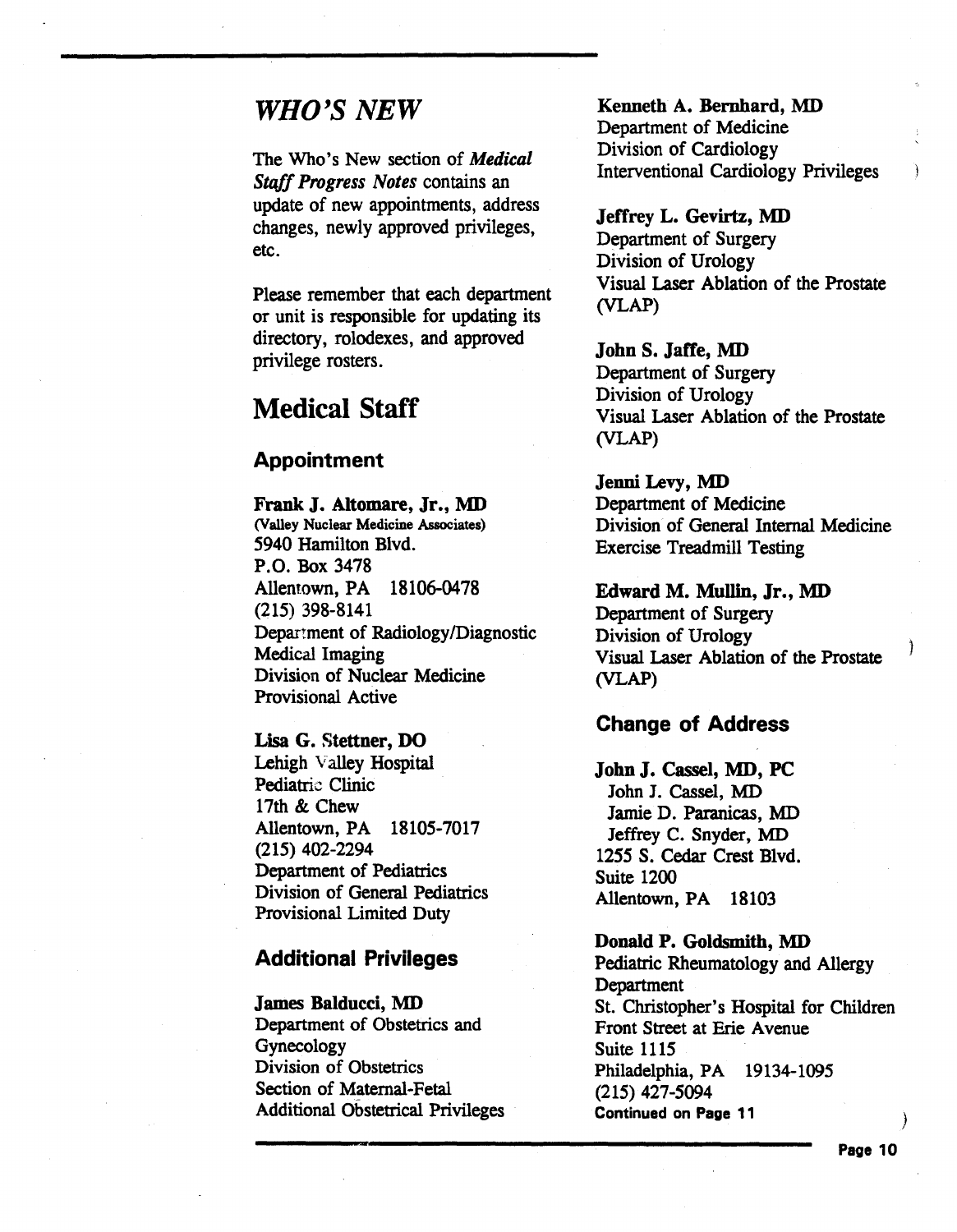# *WHO'S NEW*

The Who's New section of ***Medical Staff Progress Notes*** contains an update of new appointments, address changes, newly approved privileges, etc.

Please remember that each department or unit is responsible for updating its directory, rolodexes, and approved privilege rosters.

# Medical Staff

## Appointment

**Frank J. Altomare, Jr., MD**
(Valley Nuclear Medicine Associates)
5940 Hamilton Blvd.
P.O. Box 3478
Allentown, PA 18106-0478
(215) 398-8141
Department of Radiology/Diagnostic Medical Imaging
Division of Nuclear Medicine
Provisional Active

**Lisa G. Stettner, DO**
Lehigh Valley Hospital
Pediatric Clinic
17th & Chew
Allentown, PA 18105-7017
(215) 402-2294
Department of Pediatrics
Division of General Pediatrics
Provisional Limited Duty

## Additional Privileges

**James Balducci, MD**
Department of Obstetrics and Gynecology
Division of Obstetrics
Section of Maternal-Fetal
Additional Obstetrical Privileges

**Kenneth A. Bernhard, MD**
Department of Medicine
Division of Cardiology
Interventional Cardiology Privileges

**Jeffrey L. Gevirtz, MD**
Department of Surgery
Division of Urology
Visual Laser Ablation of the Prostate (VLAP)

**John S. Jaffe, MD**
Department of Surgery
Division of Urology
Visual Laser Ablation of the Prostate (VLAP)

**Jenni Levy, MD**
Department of Medicine
Division of General Internal Medicine
Exercise Treadmill Testing

**Edward M. Mullin, Jr., MD**
Department of Surgery
Division of Urology
Visual Laser Ablation of the Prostate (VLAP)

## Change of Address

**John J. Cassel, MD, PC**
John J. Cassel, MD
Jamie D. Paranicas, MD
Jeffrey C. Snyder, MD
1255 S. Cedar Crest Blvd.
Suite 1200
Allentown, PA 18103

**Donald P. Goldsmith, MD**
Pediatric Rheumatology and Allergy Department
St. Christopher's Hospital for Children
Front Street at Erie Avenue
Suite 1115
Philadelphia, PA 19134-1095
(215) 427-5094

**Continued on Page 11**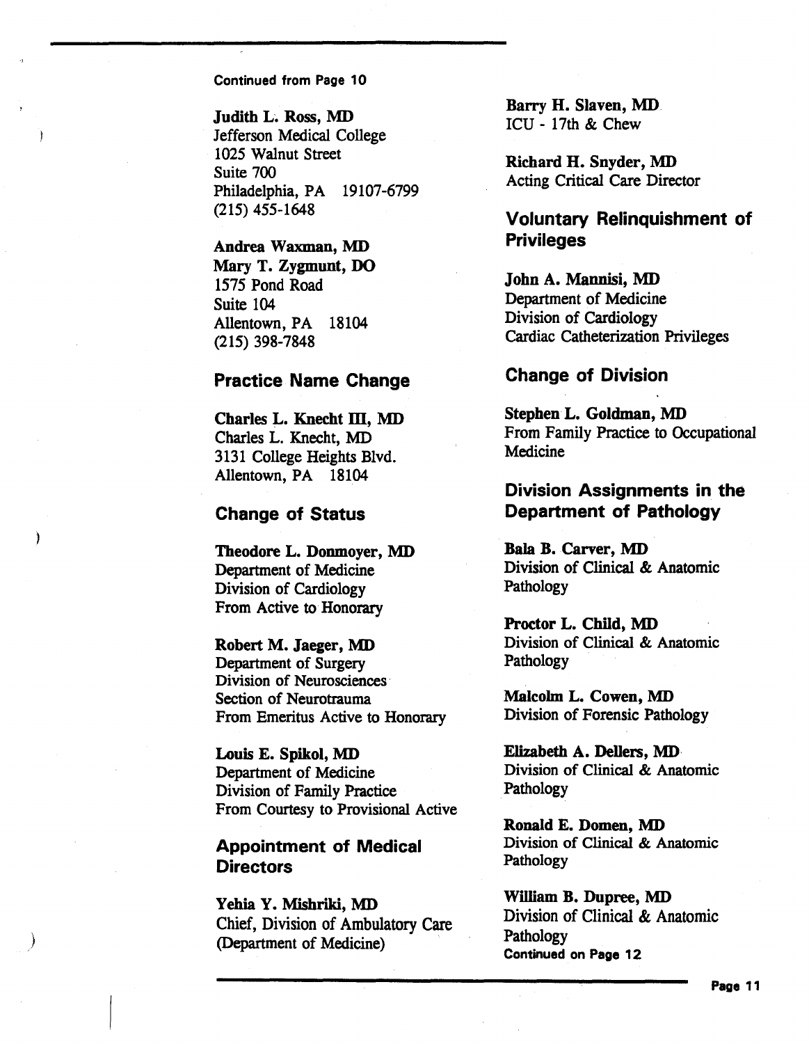Continued from Page 10

**Judith L. Ross, MD**
Jefferson Medical College
1025 Walnut Street
Suite 700
Philadelphia, PA 19107-6799
(215) 455-1648

**Andrea Waxman, MD**
**Mary T. Zygmunt, DO**
1575 Pond Road
Suite 104
Allentown, PA 18104
(215) 398-7848

## Practice Name Change

**Charles L. Knecht III, MD**
Charles L. Knecht, MD
3131 College Heights Blvd.
Allentown, PA 18104

## Change of Status

**Theodore L. Donmoyer, MD**
Department of Medicine
Division of Cardiology
From Active to Honorary

**Robert M. Jaeger, MD**
Department of Surgery
Division of Neurosciences
Section of Neurotrauma
From Emeritus Active to Honorary

**Louis E. Spikol, MD**
Department of Medicine
Division of Family Practice
From Courtesy to Provisional Active

## Appointment of Medical Directors

**Yehia Y. Mishriki, MD**
Chief, Division of Ambulatory Care
(Department of Medicine)

**Barry H. Slaven, MD**
ICU - 17th & Chew

**Richard H. Snyder, MD**
Acting Critical Care Director

## Voluntary Relinquishment of Privileges

**John A. Mannisi, MD**
Department of Medicine
Division of Cardiology
Cardiac Catheterization Privileges

## Change of Division

**Stephen L. Goldman, MD**
From Family Practice to Occupational Medicine

## Division Assignments in the Department of Pathology

**Bala B. Carver, MD**
Division of Clinical & Anatomic Pathology

**Proctor L. Child, MD**
Division of Clinical & Anatomic Pathology

**Malcolm L. Cowen, MD**
Division of Forensic Pathology

**Elizabeth A. Dellers, MD**
Division of Clinical & Anatomic Pathology

**Ronald E. Domen, MD**
Division of Clinical & Anatomic Pathology

**William B. Dupree, MD**
Division of Clinical & Anatomic Pathology

Continued on Page 12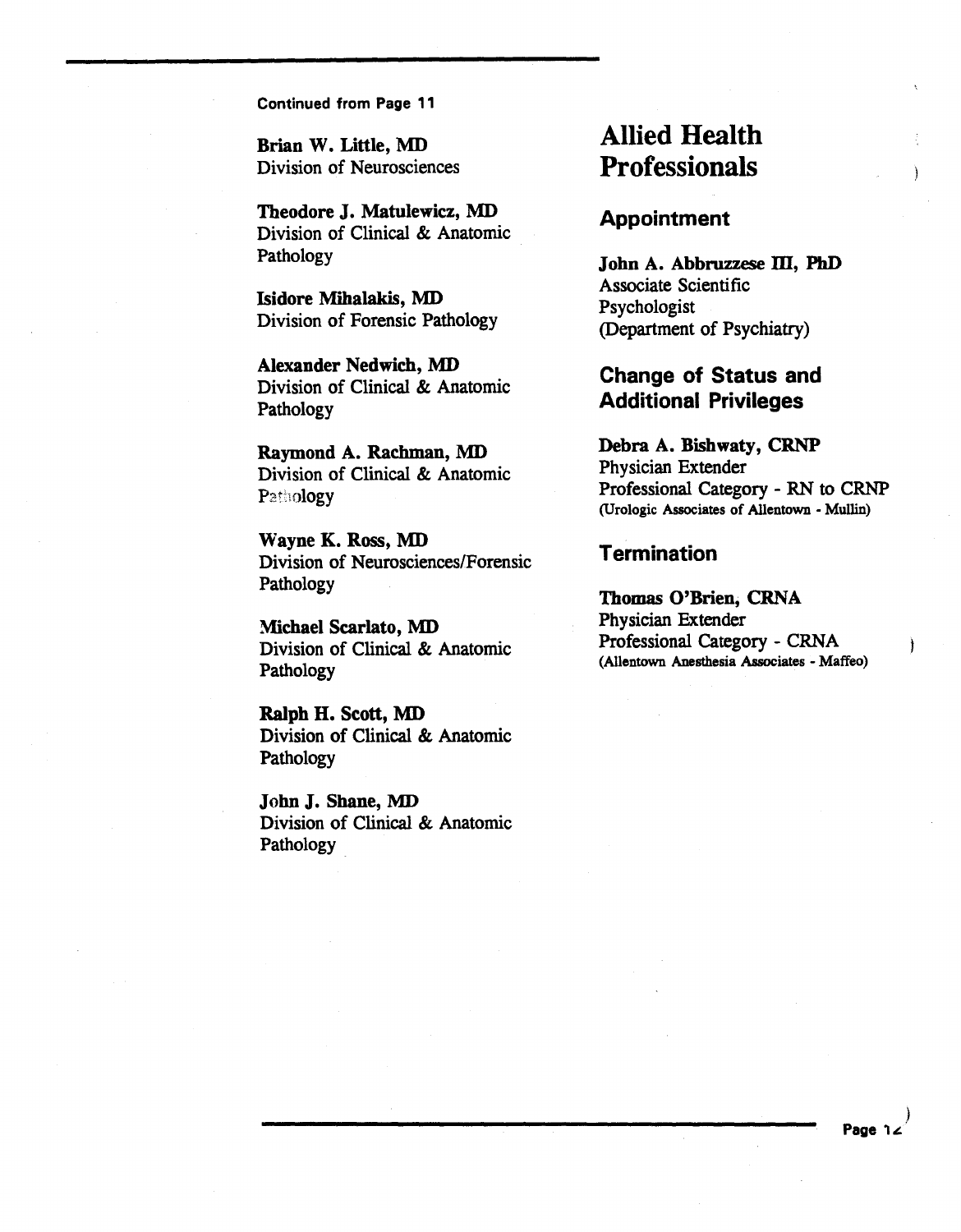Continued from Page 11

**Brian W. Little, MD**
Division of Neurosciences

**Theodore J. Matulewicz, MD**
Division of Clinical & Anatomic Pathology

**Isidore Mihalakis, MD**
Division of Forensic Pathology

**Alexander Nedwich, MD**
Division of Clinical & Anatomic Pathology

**Raymond A. Rachman, MD**
Division of Clinical & Anatomic Pathology

**Wayne K. Ross, MD**
Division of Neurosciences/Forensic Pathology

**Michael Scarlato, MD**
Division of Clinical & Anatomic Pathology

**Ralph H. Scott, MD**
Division of Clinical & Anatomic Pathology

**John J. Shane, MD**
Division of Clinical & Anatomic Pathology

# Allied Health Professionals

## Appointment

**John A. Abbruzzese III, PhD**
Associate Scientific Psychologist
(Department of Psychiatry)

## Change of Status and Additional Privileges

**Debra A. Bishwaty, CRNP**
Physician Extender
Professional Category - RN to CRNP
(Urologic Associates of Allentown - Mullin)

## Termination

**Thomas O'Brien, CRNA**
Physician Extender
Professional Category - CRNA
(Allentown Anesthesia Associates - Maffeo)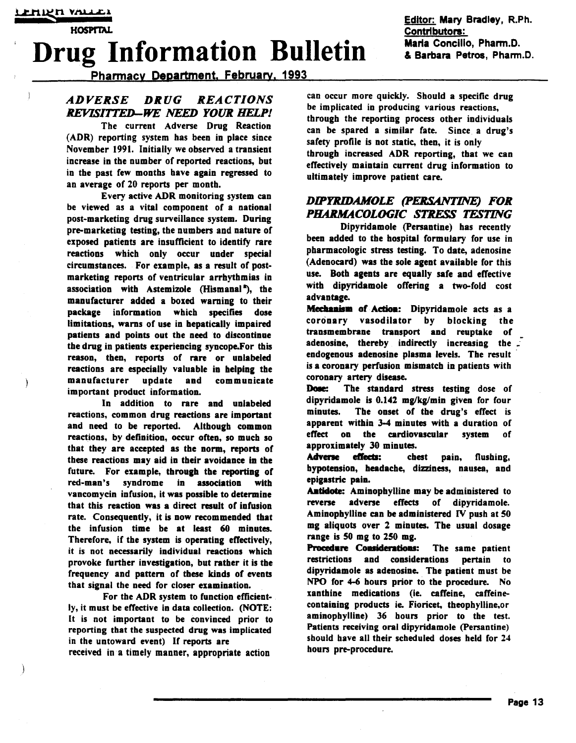**Lehigh Valley Hospital**

# Drug Information Bulletin

Editor: Mary Bradley, R.Ph.
Contributors:
Maria Concilio, Pharm.D.
& Barbara Petros, Pharm.D.

Pharmacy Department, February, 1993

## *ADVERSE DRUG REACTIONS REVISITTED–WE NEED YOUR HELP!*

The current Adverse Drug Reaction (ADR) reporting system has been in place since November 1991. Initially we observed a transient increase in the number of reported reactions, but in the past few months have again regressed to an average of 20 reports per month.

Every active ADR monitoring system can be viewed as a vital component of a national post-marketing drug surveillance system. During pre-marketing testing, the numbers and nature of exposed patients are insufficient to identify rare reactions which only occur under special circumstances. For example, as a result of post-marketing reports of ventricular arrhythmias in association with Astemizole (Hismanal®), the manufacturer added a boxed warning to their package information which specifies dose limitations, warns of use in hepatically impaired patients and points out the need to discontinue the drug in patients experiencing syncope.For this reason, then, reports of rare or unlabeled reactions are especially valuable in helping the manufacturer update and communicate important product information.

In addition to rare and unlabeled reactions, common drug reactions are important and need to be reported. Although common reactions, by definition, occur often, so much so that they are accepted as the norm, reports of these reactions may aid in their avoidance in the future. For example, through the reporting of red-man's syndrome in association with vancomycin infusion, it was possible to determine that this reaction was a direct result of infusion rate. Consequently, it is now recommended that the infusion time be at least 60 minutes. Therefore, if the system is operating effectively, it is not necessarily individual reactions which provoke further investigation, but rather it is the frequency and pattern of these kinds of events that signal the need for closer examination.

For the ADR system to function efficiently, it must be effective in data collection. (NOTE: It is not important to be convinced prior to reporting that the suspected drug was implicated in the untoward event) If reports are received in a timely manner, appropriate action can occur more quickly. Should a specific drug be implicated in producing various reactions, through the reporting process other individuals can be spared a similar fate. Since a drug's safety profile is not static, then, it is only through increased ADR reporting, that we can effectively maintain current drug information to ultimately improve patient care.

## *DIPYRIDAMOLE (PERSANTINE) FOR PHARMACOLOGIC STRESS TESTING*

Dipyridamole (Persantine) has recently been added to the hospital formulary for use in pharmacologic stress testing. To date, adenosine (Adenocard) was the sole agent available for this use. Both agents are equally safe and effective with dipyridamole offering a two-fold cost advantage.

**Mechanism of Action:** Dipyridamole acts as a coronary vasodilator by blocking the transmembrane transport and reuptake of adenosine, thereby indirectly increasing the endogenous adenosine plasma levels. The result is a coronary perfusion mismatch in patients with coronary artery disease.

**Dose:** The standard stress testing dose of dipyridamole is 0.142 mg/kg/min given for four minutes. The onset of the drug's effect is apparent within 3-4 minutes with a duration of effect on the cardiovascular system of approximately 30 minutes.

**Adverse effects:** chest pain, flushing, hypotension, headache, dizziness, nausea, and epigastric pain.

**Antidote:** Aminophylline may be administered to reverse adverse effects of dipyridamole. Aminophylline can be administered IV push at 50 mg aliquots over 2 minutes. The usual dosage range is 50 mg to 250 mg.

**Procedure Considerations:** The same patient restrictions and considerations pertain to dipyridamole as adenosine. The patient must be NPO for 4-6 hours prior to the procedure. No xanthine medications (ie. caffeine, caffeine-containing products ie. Fioricet, theophylline,or aminophylline) 36 hours prior to the test. Patients receiving oral dipyridamole (Persantine) should have all their scheduled doses held for 24 hours pre-procedure.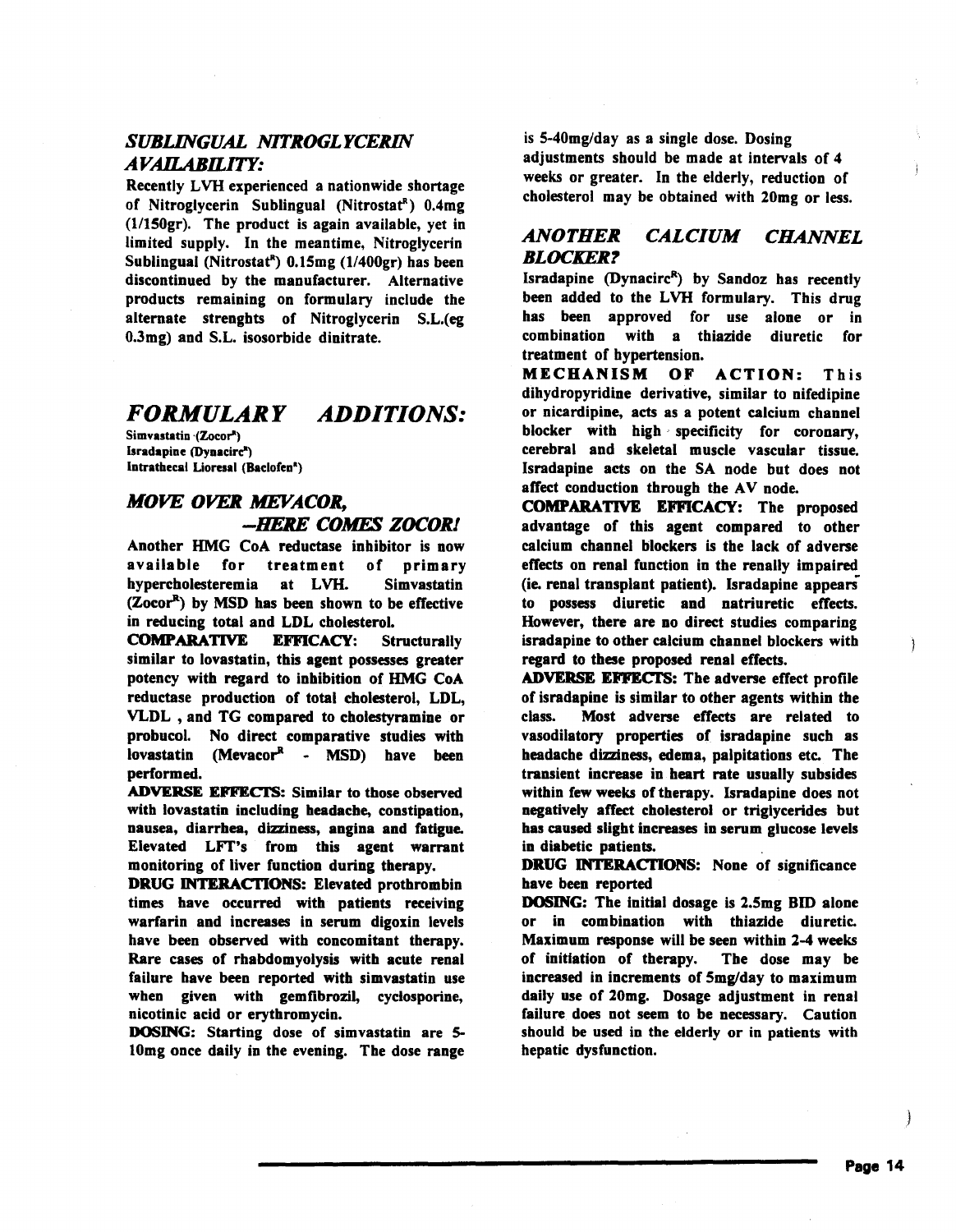## *SUBLINGUAL NITROGLYCERIN AVAILABILITY:*

Recently LVH experienced a nationwide shortage of Nitroglycerin Sublingual (Nitrostat®) 0.4mg (1/150gr). The product is again available, yet in limited supply. In the meantime, Nitroglycerin Sublingual (Nitrostat®) 0.15mg (1/400gr) has been discontinued by the manufacturer. Alternative products remaining on formulary include the alternate strenghts of Nitroglycerin S.L.(eg 0.3mg) and S.L. isosorbide dinitrate.

# *FORMULARY ADDITIONS:*

Simvastatin (Zocor®)
Isradapine (Dynacirc®)
Intrathecal Lioresal (Baclofen®)

## *MOVE OVER MEVACOR, —HERE COMES ZOCOR!*

Another HMG CoA reductase inhibitor is now available for treatment of primary hypercholesteremia at LVH. Simvastatin (Zocor®) by MSD has been shown to be effective in reducing total and LDL cholesterol.

**COMPARATIVE EFFICACY:** Structurally similar to lovastatin, this agent possesses greater potency with regard to inhibition of HMG CoA reductase production of total cholesterol, LDL, VLDL , and TG compared to cholestyramine or probucol. No direct comparative studies with lovastatin (Mevacor® - MSD) have been performed.

**ADVERSE EFFECTS:** Similar to those observed with lovastatin including headache, constipation, nausea, diarrhea, dizziness, angina and fatigue. Elevated LFT's from this agent warrant monitoring of liver function during therapy.

**DRUG INTERACTIONS:** Elevated prothrombin times have occurred with patients receiving warfarin and increases in serum digoxin levels have been observed with concomitant therapy. Rare cases of rhabdomyolysis with acute renal failure have been reported with simvastatin use when given with gemfibrozil, cyclosporine, nicotinic acid or erythromycin.

**DOSING:** Starting dose of simvastatin are 5-10mg once daily in the evening. The dose range is 5-40mg/day as a single dose. Dosing adjustments should be made at intervals of 4 weeks or greater. In the elderly, reduction of cholesterol may be obtained with 20mg or less.

## *ANOTHER CALCIUM CHANNEL BLOCKER?*

Isradapine (Dynacirc®) by Sandoz has recently been added to the LVH formulary. This drug has been approved for use alone or in combination with a thiazide diuretic for treatment of hypertension.

**MECHANISM OF ACTION:** This dihydropyridine derivative, similar to nifedipine or nicardipine, acts as a potent calcium channel blocker with high specificity for coronary, cerebral and skeletal muscle vascular tissue. Israpadine acts on the SA node but does not affect conduction through the AV node.

**COMPARATIVE EFFICACY:** The proposed advantage of this agent compared to other calcium channel blockers is the lack of adverse effects on renal function in the renally impaired (ie. renal transplant patient). Isradapine appears to possess diuretic and natriuretic effects. However, there are no direct studies comparing isradapine to other calcium channel blockers with regard to these proposed renal effects.

**ADVERSE EFFECTS:** The adverse effect profile of isradapine is similar to other agents within the class. Most adverse effects are related to vasodilatory properties of isradapine such as headache dizziness, edema, palpitations etc. The transient increase in heart rate usually subsides within few weeks of therapy. Isradapine does not negatively affect cholesterol or triglycerides but has caused slight increases in serum glucose levels in diabetic patients.

**DRUG INTERACTIONS:** None of significance have been reported

**DOSING:** The initial dosage is 2.5mg BID alone or in combination with thiazide diuretic. Maximum response will be seen within 2-4 weeks of initiation of therapy. The dose may be increased in increments of 5mg/day to maximum daily use of 20mg. Dosage adjustment in renal failure does not seem to be necessary. Caution should be used in the elderly or in patients with hepatic dysfunction.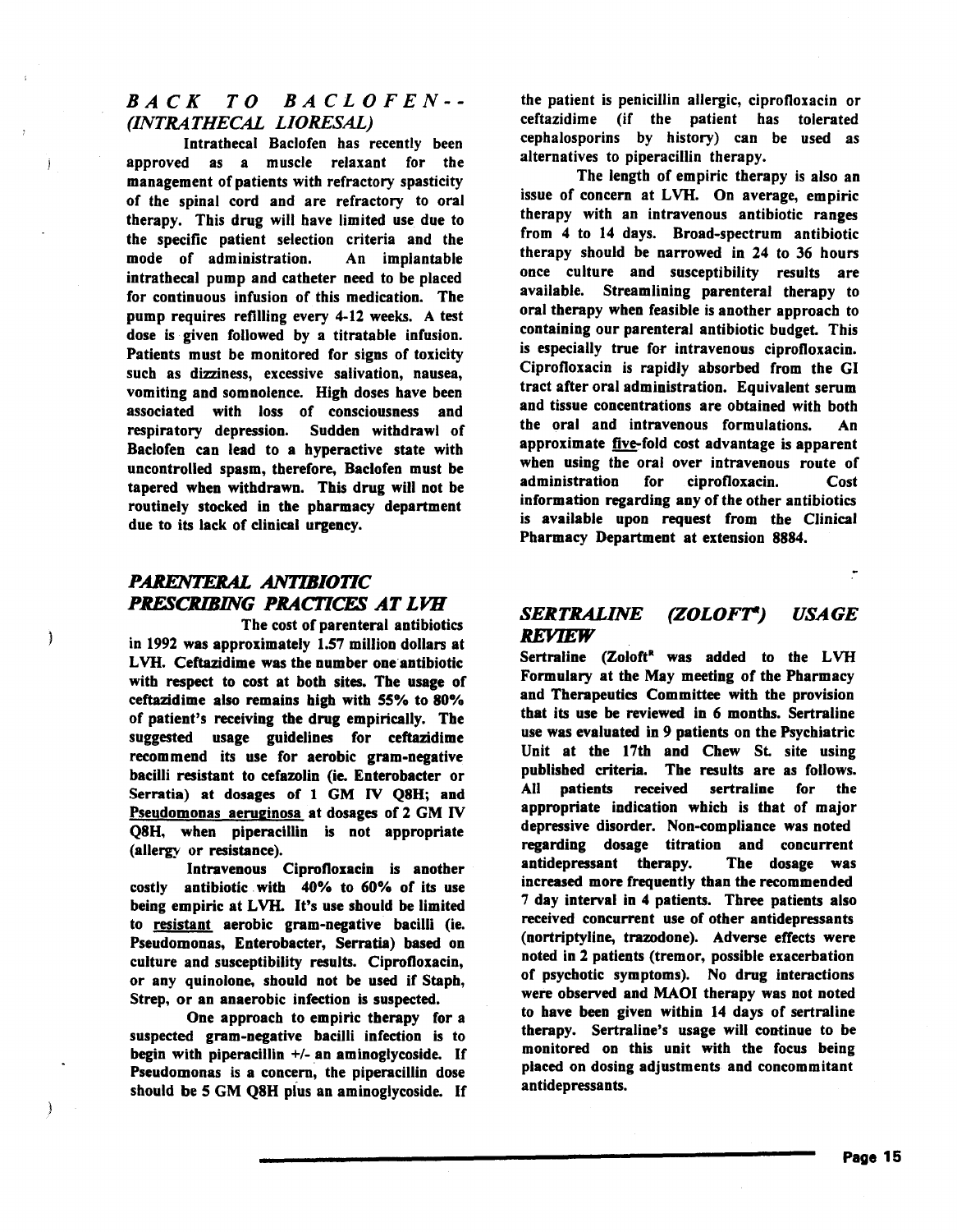## *BACK TO BACLOFEN-- (INTRATHECAL LIORESAL)*

Intrathecal Baclofen has recently been approved as a muscle relaxant for the management of patients with refractory spasticity of the spinal cord and are refractory to oral therapy. This drug will have limited use due to the specific patient selection criteria and the mode of administration. An implantable intrathecal pump and catheter need to be placed for continuous infusion of this medication. The pump requires refilling every 4-12 weeks. A test dose is given followed by a titratable infusion. Patients must be monitored for signs of toxicity such as dizziness, excessive salivation, nausea, vomiting and somnolence. High doses have been associated with loss of consciousness and respiratory depression. Sudden withdrawl of Baclofen can lead to a hyperactive state with uncontrolled spasm, therefore, Baclofen must be tapered when withdrawn. This drug will not be routinely stocked in the pharmacy department due to its lack of clinical urgency.

## *PARENTERAL ANTIBIOTIC PRESCRIBING PRACTICES AT LVH*

The cost of parenteral antibiotics in 1992 was approximately 1.57 million dollars at LVH. Ceftazidime was the number one antibiotic with respect to cost at both sites. The usage of ceftazidime also remains high with 55% to 80% of patient's receiving the drug empirically. The suggested usage guidelines for ceftazidime recommend its use for aerobic gram-negative bacilli resistant to cefazolin (ie. Enterobacter or Serratia) at dosages of 1 GM IV Q8H; and Pseudomonas aeruginosa at dosages of 2 GM IV Q8H, when piperacillin is not appropriate (allergy or resistance).

Intravenous Ciprofloxacin is another costly antibiotic with 40% to 60% of its use being empiric at LVH. It's use should be limited to resistant aerobic gram-negative bacilli (ie. Pseudomonas, Enterobacter, Serratia) based on culture and susceptibility results. Ciprofloxacin, or any quinolone, should not be used if Staph, Strep, or an anaerobic infection is suspected.

One approach to empiric therapy for a suspected gram-negative bacilli infection is to begin with piperacillin +/- an aminoglycoside. If Pseudomonas is a concern, the piperacillin dose should be 5 GM Q8H plus an aminoglycoside. If the patient is penicillin allergic, ciprofloxacin or ceftazidime (if the patient has tolerated cephalosporins by history) can be used as alternatives to piperacillin therapy.

The length of empiric therapy is also an issue of concern at LVH. On average, empiric therapy with an intravenous antibiotic ranges from 4 to 14 days. Broad-spectrum antibiotic therapy should be narrowed in 24 to 36 hours once culture and susceptibility results are available. Streamlining parenteral therapy to oral therapy when feasible is another approach to containing our parenteral antibiotic budget. This is especially true for intravenous ciprofloxacin. Ciprofloxacin is rapidly absorbed from the GI tract after oral administration. Equivalent serum and tissue concentrations are obtained with both the oral and intravenous formulations. An approximate five-fold cost advantage is apparent when using the oral over intravenous route of administration for ciprofloxacin. Cost information regarding any of the other antibiotics is available upon request from the Clinical Pharmacy Department at extension 8884.

## *SERTRALINE (ZOLOFT®) USAGE REVIEW*

Sertraline (Zoloft® was added to the LVH Formulary at the May meeting of the Pharmacy and Therapeutics Committee with the provision that its use be reviewed in 6 months. Sertraline use was evaluated in 9 patients on the Psychiatric Unit at the 17th and Chew St. site using published criteria. The results are as follows. All patients received sertraline for the appropriate indication which is that of major depressive disorder. Non-compliance was noted regarding dosage titration and concurrent antidepressant therapy. The dosage was increased more frequently than the recommended 7 day interval in 4 patients. Three patients also received concurrent use of other antidepressants (nortriptyline, trazodone). Adverse effects were noted in 2 patients (tremor, possible exacerbation of psychotic symptoms). No drug interactions were observed and MAOI therapy was not noted to have been given within 14 days of sertraline therapy. Sertraline's usage will continue to be monitored on this unit with the focus being placed on dosing adjustments and concommitant antidepressants.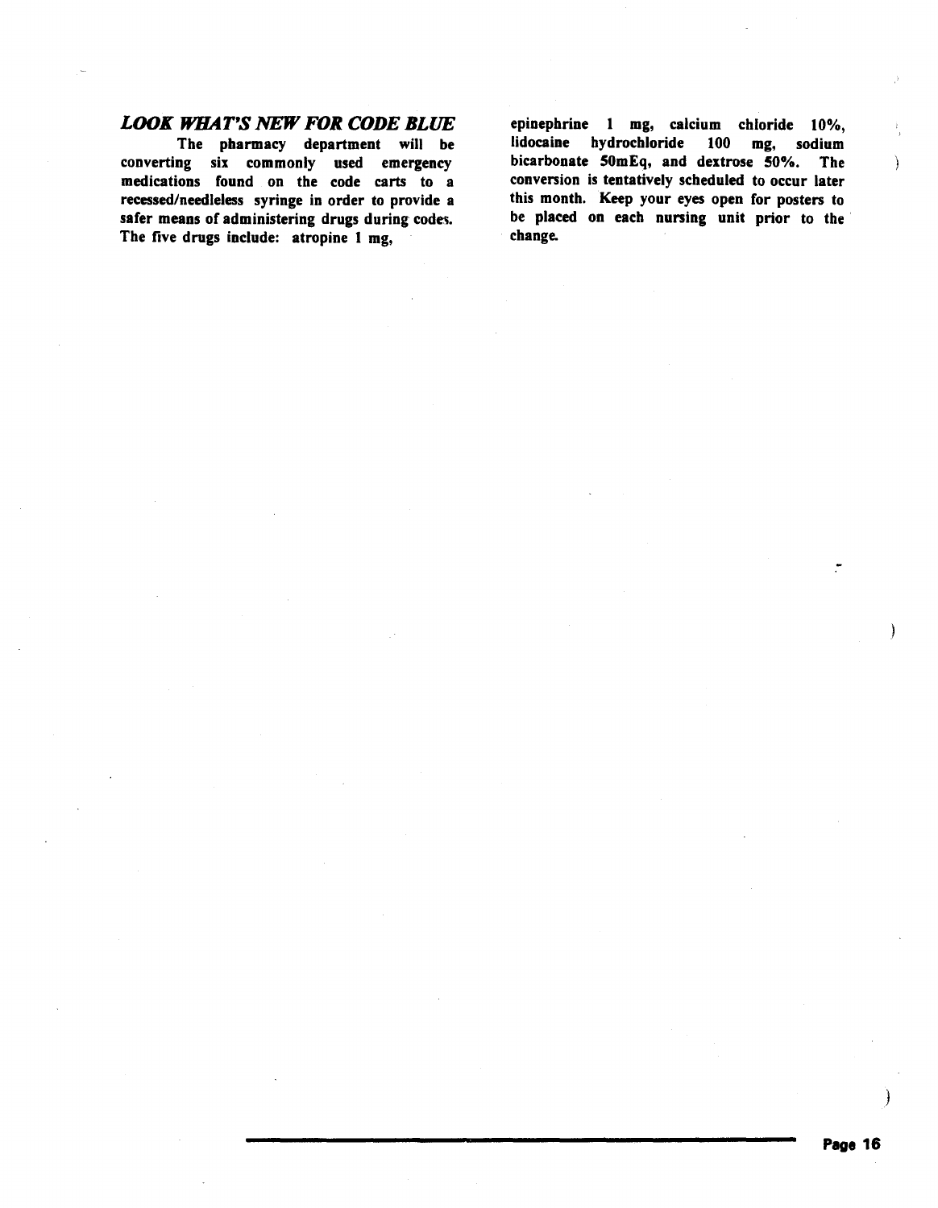## *LOOK WHAT'S NEW FOR CODE BLUE*

The pharmacy department will be converting six commonly used emergency medications found on the code carts to a recessed/needleless syringe in order to provide a safer means of administering drugs during codes. The five drugs include: atropine 1 mg, epinephrine 1 mg, calcium chloride 10%, lidocaine hydrochloride 100 mg, sodium bicarbonate 50mEq, and dextrose 50%. The conversion is tentatively scheduled to occur later this month. Keep your eyes open for posters to be placed on each nursing unit prior to the change.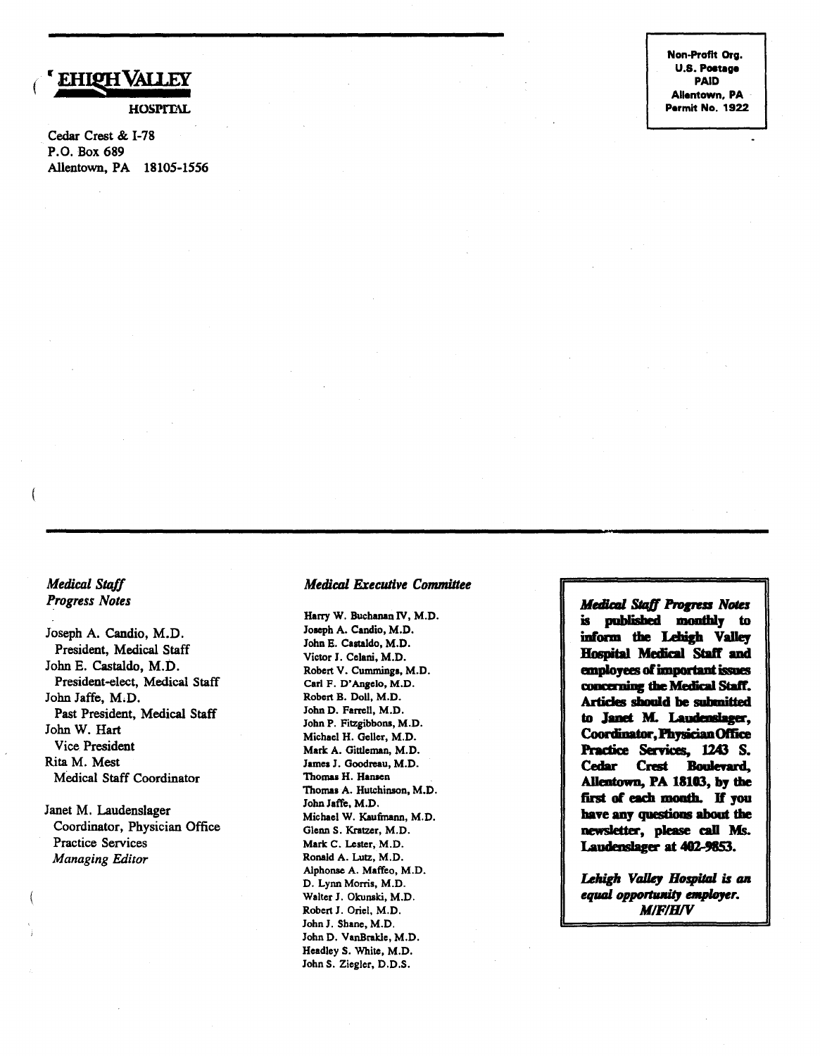LEHIGH VALLEY HOSPITAL

Cedar Crest & I-78
P.O. Box 689
Allentown, PA 18105-1556

Non-Profit Org.
U.S. Postage
PAID
Allentown, PA
Permit No. 1922

*Medical Staff Progress Notes*

Joseph A. Candio, M.D.
President, Medical Staff
John E. Castaldo, M.D.
President-elect, Medical Staff
John Jaffe, M.D.
Past President, Medical Staff
John W. Hart
Vice President
Rita M. Mest
Medical Staff Coordinator

Janet M. Laudenslager
Coordinator, Physician Office Practice Services
*Managing Editor*

*Medical Executive Committee*

Harry W. Buchanan IV, M.D.
Joseph A. Candio, M.D.
John E. Castaldo, M.D.
Victor I. Celani, M.D.
Robert V. Cummings, M.D.
Carl F. D'Angelo, M.D.
Robert B. Doll, M.D.
John D. Farrell, M.D.
John P. Fitzgibbons, M.D.
Michael H. Geller, M.D.
Mark A. Gittleman, M.D.
James J. Goodreau, M.D.
Thomas H. Hansen
Thomas A. Hutchinson, M.D.
John Jaffe, M.D.
Michael W. Kaufmann, M.D.
Glenn S. Kratzer, M.D.
Mark C. Lester, M.D.
Ronald A. Lutz, M.D.
Alphonse A. Maffeo, M.D.
D. Lynn Morris, M.D.
Walter J. Okunski, M.D.
Robert J. Oriel, M.D.
John J. Shane, M.D.
John D. VanBrakle, M.D.
Headley S. White, M.D.
John S. Ziegler, D.D.S.

***Medical Staff Progress Notes*** **is published monthly to inform the Lehigh Valley Hospital Medical Staff and employees of important issues concerning the Medical Staff. Articles should be submitted to Janet M. Laudenslager, Coordinator, Physician Office Practice Services, 1243 S. Cedar Crest Boulevard, Allentown, PA 18103, by the first of each month. If you have any questions about the newsletter, please call Ms. Laudenslager at 402-9853.**

***Lehigh Valley Hospital is an equal opportunity employer. M/F/H/V***